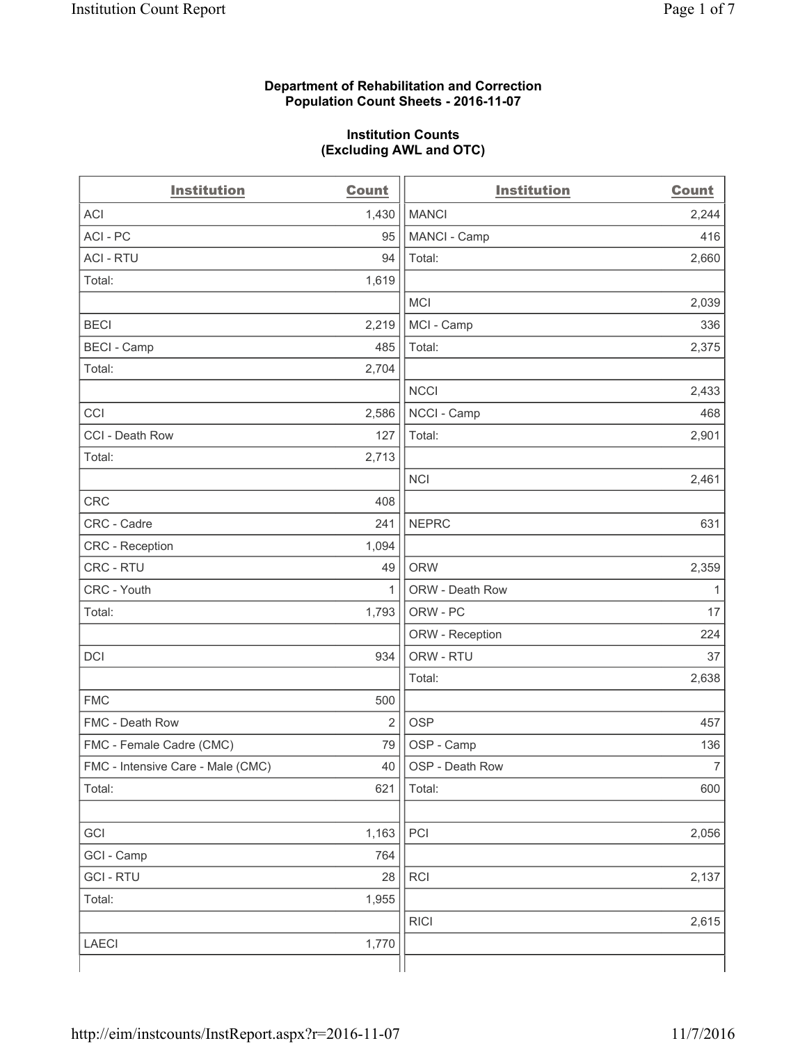**Department of Rehabilitation and Correction**
**Population Count Sheets - 2016-11-07**

**Institution Counts**
**(Excluding AWL and OTC)**

| Institution | Count | Institution | Count |
|---|---|---|---|
| ACI | 1,430 | MANCI | 2,244 |
| ACI - PC | 95 | MANCI - Camp | 416 |
| ACI - RTU | 94 | Total: | 2,660 |
| Total: | 1,619 | | |
| | | MCI | 2,039 |
| BECI | 2,219 | MCI - Camp | 336 |
| BECI - Camp | 485 | Total: | 2,375 |
| Total: | 2,704 | | |
| | | NCCI | 2,433 |
| CCI | 2,586 | NCCI - Camp | 468 |
| CCI - Death Row | 127 | Total: | 2,901 |
| Total: | 2,713 | | |
| | | NCI | 2,461 |
| CRC | 408 | | |
| CRC - Cadre | 241 | NEPRC | 631 |
| CRC - Reception | 1,094 | | |
| CRC - RTU | 49 | ORW | 2,359 |
| CRC - Youth | 1 | ORW - Death Row | 1 |
| Total: | 1,793 | ORW - PC | 17 |
| | | ORW - Reception | 224 |
| DCI | 934 | ORW - RTU | 37 |
| | | Total: | 2,638 |
| FMC | 500 | | |
| FMC - Death Row | 2 | OSP | 457 |
| FMC - Female Cadre (CMC) | 79 | OSP - Camp | 136 |
| FMC - Intensive Care - Male (CMC) | 40 | OSP - Death Row | 7 |
| Total: | 621 | Total: | 600 |
| | | | |
| GCI | 1,163 | PCI | 2,056 |
| GCI - Camp | 764 | | |
| GCI - RTU | 28 | RCI | 2,137 |
| Total: | 1,955 | | |
| | | RICI | 2,615 |
| LAECI | 1,770 | | |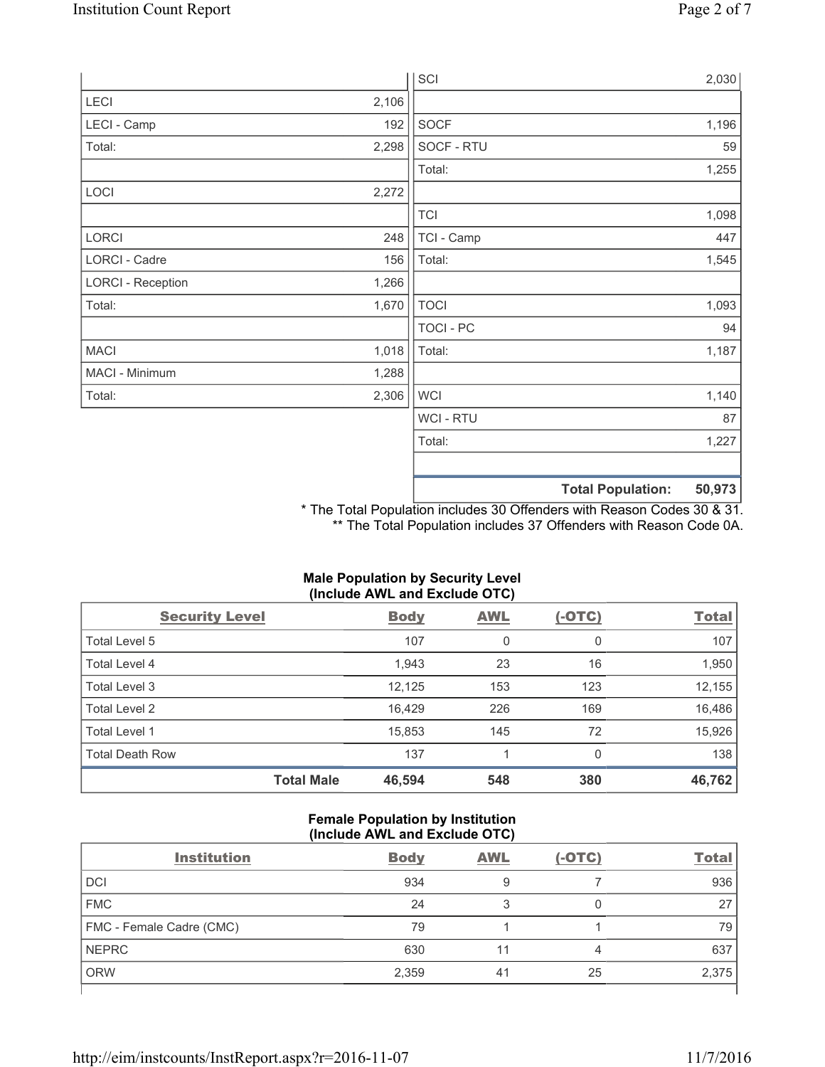| | | | |
|---|---|---|---|
| | | SCI | 2,030 |
| LECI | 2,106 | | |
| LECI - Camp | 192 | SOCF | 1,196 |
| Total: | 2,298 | SOCF - RTU | 59 |
| | | Total: | 1,255 |
| LOCI | 2,272 | | |
| | | TCI | 1,098 |
| LORCI | 248 | TCI - Camp | 447 |
| LORCI - Cadre | 156 | Total: | 1,545 |
| LORCI - Reception | 1,266 | | |
| Total: | 1,670 | TOCI | 1,093 |
| | | TOCI - PC | 94 |
| MACI | 1,018 | Total: | 1,187 |
| MACI - Minimum | 1,288 | | |
| Total: | 2,306 | WCI | 1,140 |
| | | WCI - RTU | 87 |
| | | Total: | 1,227 |
| | | | |
| | | **Total Population:** | **50,973** |

* The Total Population includes 30 Offenders with Reason Codes 30 & 31.
** The Total Population includes 37 Offenders with Reason Code 0A.

**Male Population by Security Level (Include AWL and Exclude OTC)**

| Security Level | Body | AWL | (-OTC) | Total |
|---|---|---|---|---|
| Total Level 5 | 107 | 0 | 0 | 107 |
| Total Level 4 | 1,943 | 23 | 16 | 1,950 |
| Total Level 3 | 12,125 | 153 | 123 | 12,155 |
| Total Level 2 | 16,429 | 226 | 169 | 16,486 |
| Total Level 1 | 15,853 | 145 | 72 | 15,926 |
| Total Death Row | 137 | 1 | 0 | 138 |
| **Total Male** | **46,594** | **548** | **380** | **46,762** |

**Female Population by Institution (Include AWL and Exclude OTC)**

| Institution | Body | AWL | (-OTC) | Total |
|---|---|---|---|---|
| DCI | 934 | 9 | 7 | 936 |
| FMC | 24 | 3 | 0 | 27 |
| FMC - Female Cadre (CMC) | 79 | 1 | 1 | 79 |
| NEPRC | 630 | 11 | 4 | 637 |
| ORW | 2,359 | 41 | 25 | 2,375 |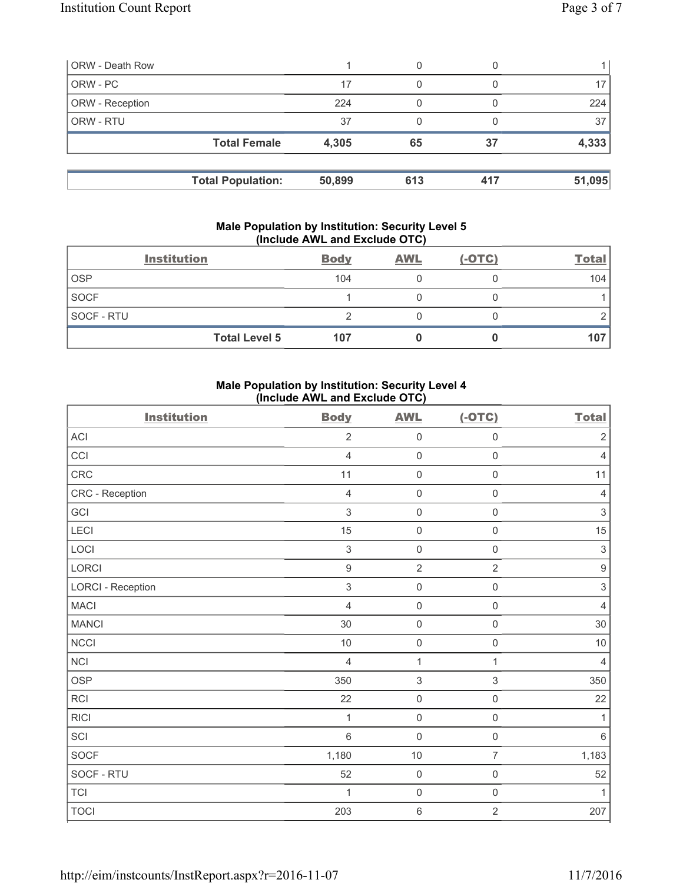| | | | | |
|---|---|---|---|---|
| ORW - Death Row | 1 | 0 | 0 | 1 |
| ORW - PC | 17 | 0 | 0 | 17 |
| ORW - Reception | 224 | 0 | 0 | 224 |
| ORW - RTU | 37 | 0 | 0 | 37 |
| **Total Female** | **4,305** | **65** | **37** | **4,333** |

| | | | | |
|---|---|---|---|---|
| **Total Population:** | **50,899** | **613** | **417** | **51,095** |

### Male Population by Institution: Security Level 5 (Include AWL and Exclude OTC)

| Institution | Body | AWL | (-OTC) | Total |
|---|---|---|---|---|
| OSP | 104 | 0 | 0 | 104 |
| SOCF | 1 | 0 | 0 | 1 |
| SOCF - RTU | 2 | 0 | 0 | 2 |
| **Total Level 5** | **107** | **0** | **0** | **107** |

### Male Population by Institution: Security Level 4 (Include AWL and Exclude OTC)

| Institution | Body | AWL | (-OTC) | Total |
|---|---|---|---|---|
| ACI | 2 | 0 | 0 | 2 |
| CCI | 4 | 0 | 0 | 4 |
| CRC | 11 | 0 | 0 | 11 |
| CRC - Reception | 4 | 0 | 0 | 4 |
| GCI | 3 | 0 | 0 | 3 |
| LECI | 15 | 0 | 0 | 15 |
| LOCI | 3 | 0 | 0 | 3 |
| LORCI | 9 | 2 | 2 | 9 |
| LORCI - Reception | 3 | 0 | 0 | 3 |
| MACI | 4 | 0 | 0 | 4 |
| MANCI | 30 | 0 | 0 | 30 |
| NCCI | 10 | 0 | 0 | 10 |
| NCI | 4 | 1 | 1 | 4 |
| OSP | 350 | 3 | 3 | 350 |
| RCI | 22 | 0 | 0 | 22 |
| RICI | 1 | 0 | 0 | 1 |
| SCI | 6 | 0 | 0 | 6 |
| SOCF | 1,180 | 10 | 7 | 1,183 |
| SOCF - RTU | 52 | 0 | 0 | 52 |
| TCI | 1 | 0 | 0 | 1 |
| TOCI | 203 | 6 | 2 | 207 |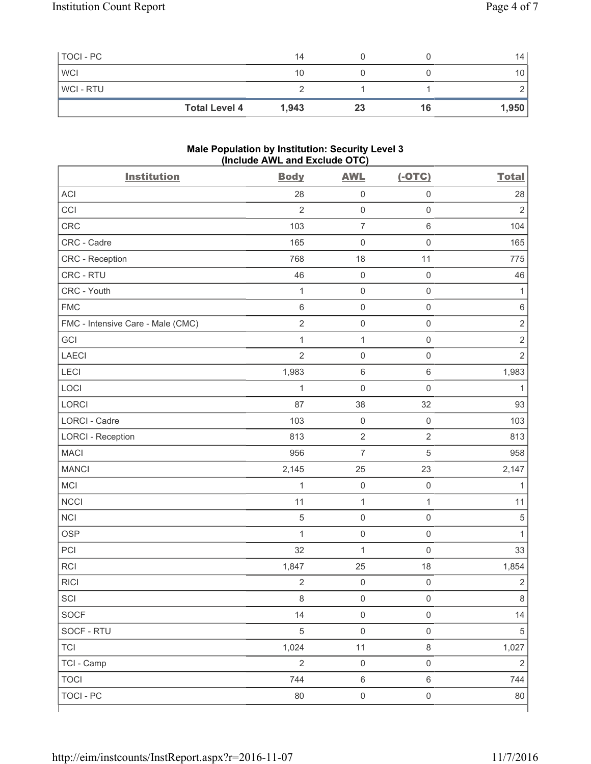| | Body | AWL | (-OTC) | Total |
|---|---|---|---|---|
| TOCI - PC | 14 | 0 | 0 | 14 |
| WCI | 10 | 0 | 0 | 10 |
| WCI - RTU | 2 | 1 | 1 | 2 |
| **Total Level 4** | **1,943** | **23** | **16** | **1,950** |

**Male Population by Institution: Security Level 3 (Include AWL and Exclude OTC)**

| Institution | Body | AWL | (-OTC) | Total |
|---|---|---|---|---|
| ACI | 28 | 0 | 0 | 28 |
| CCI | 2 | 0 | 0 | 2 |
| CRC | 103 | 7 | 6 | 104 |
| CRC - Cadre | 165 | 0 | 0 | 165 |
| CRC - Reception | 768 | 18 | 11 | 775 |
| CRC - RTU | 46 | 0 | 0 | 46 |
| CRC - Youth | 1 | 0 | 0 | 1 |
| FMC | 6 | 0 | 0 | 6 |
| FMC - Intensive Care - Male (CMC) | 2 | 0 | 0 | 2 |
| GCI | 1 | 1 | 0 | 2 |
| LAECI | 2 | 0 | 0 | 2 |
| LECI | 1,983 | 6 | 6 | 1,983 |
| LOCI | 1 | 0 | 0 | 1 |
| LORCI | 87 | 38 | 32 | 93 |
| LORCI - Cadre | 103 | 0 | 0 | 103 |
| LORCI - Reception | 813 | 2 | 2 | 813 |
| MACI | 956 | 7 | 5 | 958 |
| MANCI | 2,145 | 25 | 23 | 2,147 |
| MCI | 1 | 0 | 0 | 1 |
| NCCI | 11 | 1 | 1 | 11 |
| NCI | 5 | 0 | 0 | 5 |
| OSP | 1 | 0 | 0 | 1 |
| PCI | 32 | 1 | 0 | 33 |
| RCI | 1,847 | 25 | 18 | 1,854 |
| RICI | 2 | 0 | 0 | 2 |
| SCI | 8 | 0 | 0 | 8 |
| SOCF | 14 | 0 | 0 | 14 |
| SOCF - RTU | 5 | 0 | 0 | 5 |
| TCI | 1,024 | 11 | 8 | 1,027 |
| TCI - Camp | 2 | 0 | 0 | 2 |
| TOCI | 744 | 6 | 6 | 744 |
| TOCI - PC | 80 | 0 | 0 | 80 |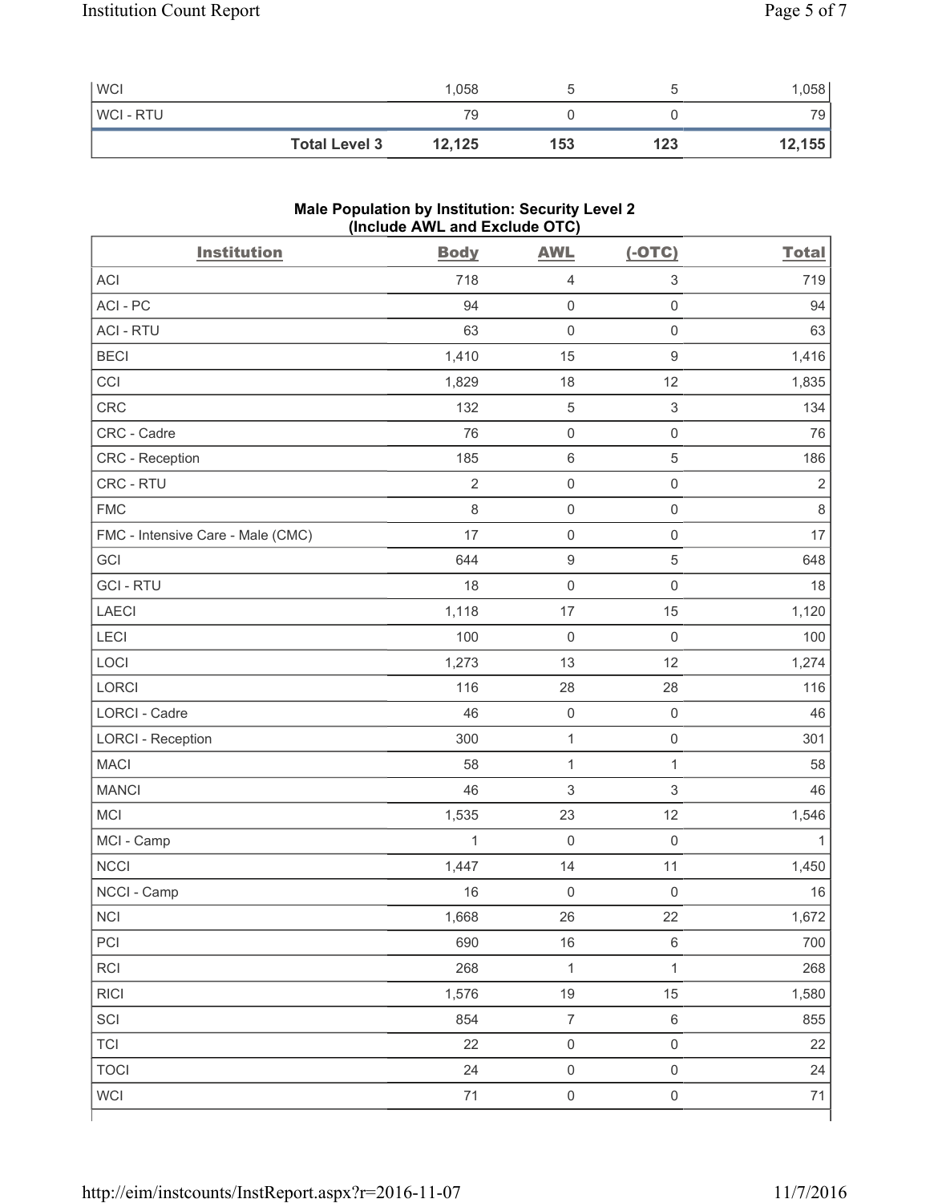| | | | | |
|---|---|---|---|---|
| WCI | 1,058 | 5 | 5 | 1,058 |
| WCI - RTU | 79 | 0 | 0 | 79 |
| **Total Level 3** | **12,125** | **153** | **123** | **12,155** |

### Male Population by Institution: Security Level 2 (Include AWL and Exclude OTC)

| Institution | Body | AWL | (-OTC) | Total |
|---|---|---|---|---|
| ACI | 718 | 4 | 3 | 719 |
| ACI - PC | 94 | 0 | 0 | 94 |
| ACI - RTU | 63 | 0 | 0 | 63 |
| BECI | 1,410 | 15 | 9 | 1,416 |
| CCI | 1,829 | 18 | 12 | 1,835 |
| CRC | 132 | 5 | 3 | 134 |
| CRC - Cadre | 76 | 0 | 0 | 76 |
| CRC - Reception | 185 | 6 | 5 | 186 |
| CRC - RTU | 2 | 0 | 0 | 2 |
| FMC | 8 | 0 | 0 | 8 |
| FMC - Intensive Care - Male (CMC) | 17 | 0 | 0 | 17 |
| GCI | 644 | 9 | 5 | 648 |
| GCI - RTU | 18 | 0 | 0 | 18 |
| LAECI | 1,118 | 17 | 15 | 1,120 |
| LECI | 100 | 0 | 0 | 100 |
| LOCI | 1,273 | 13 | 12 | 1,274 |
| LORCI | 116 | 28 | 28 | 116 |
| LORCI - Cadre | 46 | 0 | 0 | 46 |
| LORCI - Reception | 300 | 1 | 0 | 301 |
| MACI | 58 | 1 | 1 | 58 |
| MANCI | 46 | 3 | 3 | 46 |
| MCI | 1,535 | 23 | 12 | 1,546 |
| MCI - Camp | 1 | 0 | 0 | 1 |
| NCCI | 1,447 | 14 | 11 | 1,450 |
| NCCI - Camp | 16 | 0 | 0 | 16 |
| NCI | 1,668 | 26 | 22 | 1,672 |
| PCI | 690 | 16 | 6 | 700 |
| RCI | 268 | 1 | 1 | 268 |
| RICI | 1,576 | 19 | 15 | 1,580 |
| SCI | 854 | 7 | 6 | 855 |
| TCI | 22 | 0 | 0 | 22 |
| TOCI | 24 | 0 | 0 | 24 |
| WCI | 71 | 0 | 0 | 71 |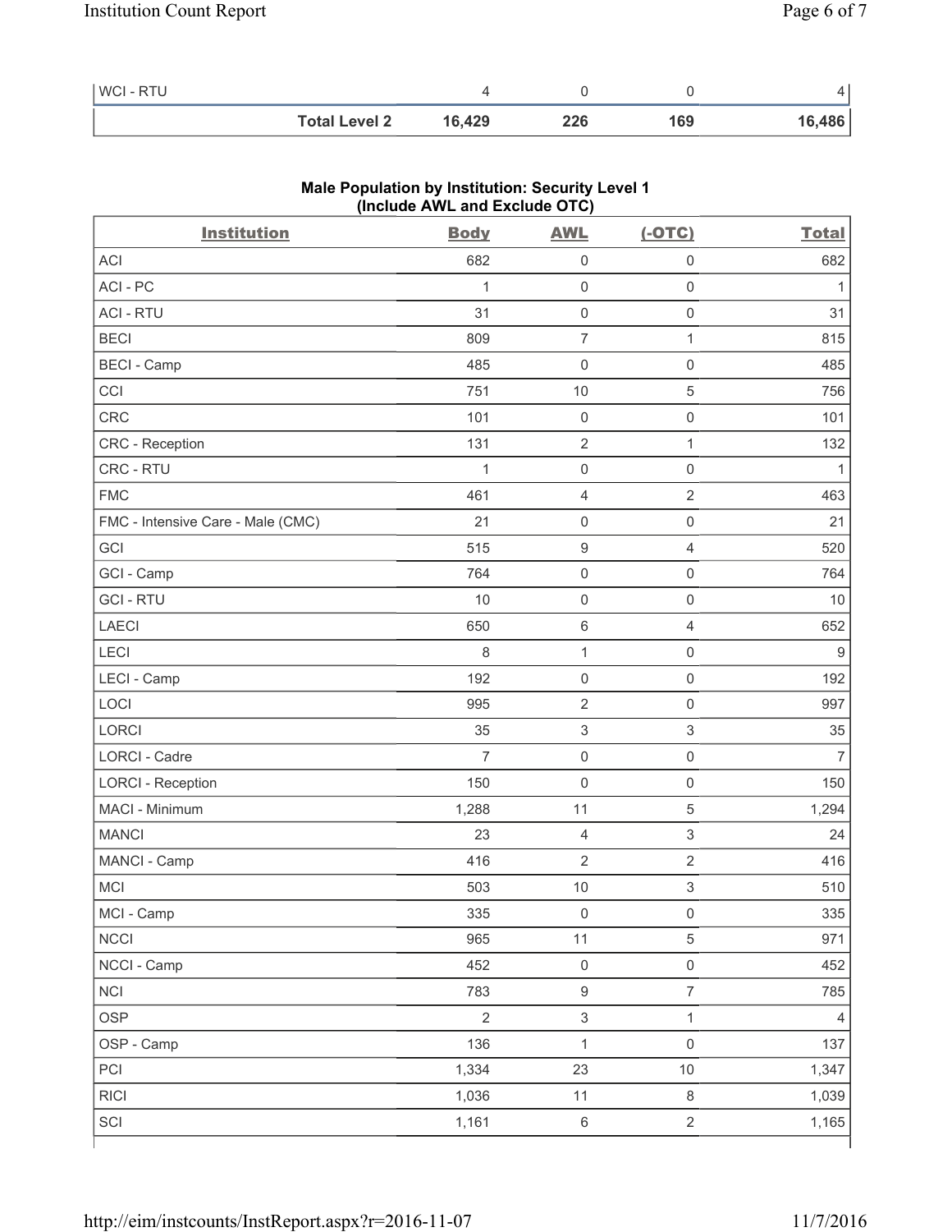| WCI - RTU | 4 | 0 | 0 | 4 |
|---|---|---|---|---|
| **Total Level 2** | **16,429** | **226** | **169** | **16,486** |

**Male Population by Institution: Security Level 1**
**(Include AWL and Exclude OTC)**

| Institution | Body | AWL | (-OTC) | Total |
|---|---|---|---|---|
| ACI | 682 | 0 | 0 | 682 |
| ACI - PC | 1 | 0 | 0 | 1 |
| ACI - RTU | 31 | 0 | 0 | 31 |
| BECI | 809 | 7 | 1 | 815 |
| BECI - Camp | 485 | 0 | 0 | 485 |
| CCI | 751 | 10 | 5 | 756 |
| CRC | 101 | 0 | 0 | 101 |
| CRC - Reception | 131 | 2 | 1 | 132 |
| CRC - RTU | 1 | 0 | 0 | 1 |
| FMC | 461 | 4 | 2 | 463 |
| FMC - Intensive Care - Male (CMC) | 21 | 0 | 0 | 21 |
| GCI | 515 | 9 | 4 | 520 |
| GCI - Camp | 764 | 0 | 0 | 764 |
| GCI - RTU | 10 | 0 | 0 | 10 |
| LAECI | 650 | 6 | 4 | 652 |
| LECI | 8 | 1 | 0 | 9 |
| LECI - Camp | 192 | 0 | 0 | 192 |
| LOCI | 995 | 2 | 0 | 997 |
| LORCI | 35 | 3 | 3 | 35 |
| LORCI - Cadre | 7 | 0 | 0 | 7 |
| LORCI - Reception | 150 | 0 | 0 | 150 |
| MACI - Minimum | 1,288 | 11 | 5 | 1,294 |
| MANCI | 23 | 4 | 3 | 24 |
| MANCI - Camp | 416 | 2 | 2 | 416 |
| MCI | 503 | 10 | 3 | 510 |
| MCI - Camp | 335 | 0 | 0 | 335 |
| NCCI | 965 | 11 | 5 | 971 |
| NCCI - Camp | 452 | 0 | 0 | 452 |
| NCI | 783 | 9 | 7 | 785 |
| OSP | 2 | 3 | 1 | 4 |
| OSP - Camp | 136 | 1 | 0 | 137 |
| PCI | 1,334 | 23 | 10 | 1,347 |
| RICI | 1,036 | 11 | 8 | 1,039 |
| SCI | 1,161 | 6 | 2 | 1,165 |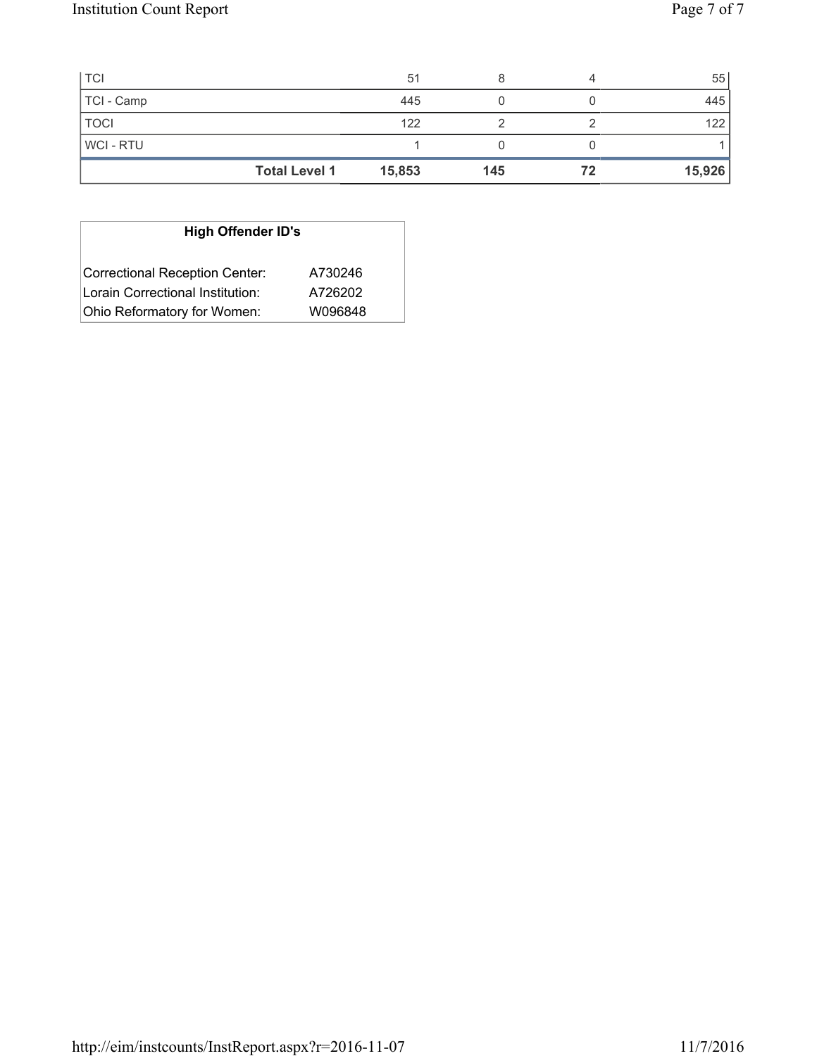| | | | | |
|---|---|---|---|---|
| TCI | 51 | 8 | 4 | 55 |
| TCI - Camp | 445 | 0 | 0 | 445 |
| TOCI | 122 | 2 | 2 | 122 |
| WCI - RTU | 1 | 0 | 0 | 1 |
| **Total Level 1** | **15,853** | **145** | **72** | **15,926** |

| High Offender ID's | |
|---|---|
| Correctional Reception Center: | A730246 |
| Lorain Correctional Institution: | A726202 |
| Ohio Reformatory for Women: | W096848 |